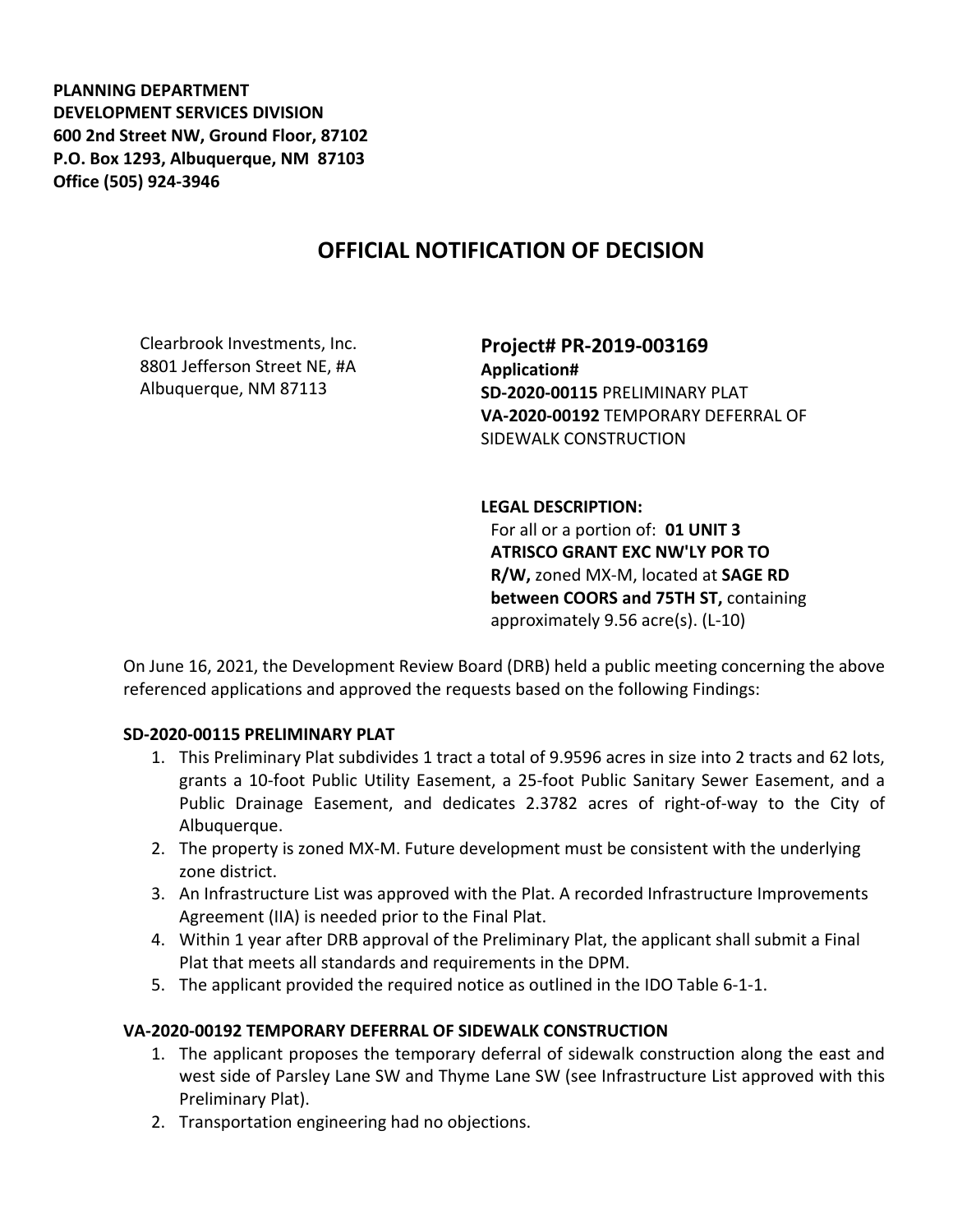**PLANNING DEPARTMENT**
**DEVELOPMENT SERVICES DIVISION**
**600 2nd Street NW, Ground Floor, 87102**
**P.O. Box 1293, Albuquerque, NM 87103**
**Office (505) 924-3946**

# OFFICIAL NOTIFICATION OF DECISION

Clearbrook Investments, Inc.
8801 Jefferson Street NE, #A
Albuquerque, NM 87113

**Project# PR-2019-003169**
**Application#**
**SD-2020-00115** PRELIMINARY PLAT
**VA-2020-00192** TEMPORARY DEFERRAL OF SIDEWALK CONSTRUCTION

**LEGAL DESCRIPTION:**
For all or a portion of: **01 UNIT 3 ATRISCO GRANT EXC NW'LY POR TO R/W,** zoned MX-M, located at **SAGE RD between COORS and 75TH ST,** containing approximately 9.56 acre(s). (L-10)

On June 16, 2021, the Development Review Board (DRB) held a public meeting concerning the above referenced applications and approved the requests based on the following Findings:

**SD-2020-00115 PRELIMINARY PLAT**

1. This Preliminary Plat subdivides 1 tract a total of 9.9596 acres in size into 2 tracts and 62 lots, grants a 10-foot Public Utility Easement, a 25-foot Public Sanitary Sewer Easement, and a Public Drainage Easement, and dedicates 2.3782 acres of right-of-way to the City of Albuquerque.
2. The property is zoned MX-M. Future development must be consistent with the underlying zone district.
3. An Infrastructure List was approved with the Plat. A recorded Infrastructure Improvements Agreement (IIA) is needed prior to the Final Plat.
4. Within 1 year after DRB approval of the Preliminary Plat, the applicant shall submit a Final Plat that meets all standards and requirements in the DPM.
5. The applicant provided the required notice as outlined in the IDO Table 6-1-1.

**VA-2020-00192 TEMPORARY DEFERRAL OF SIDEWALK CONSTRUCTION**

1. The applicant proposes the temporary deferral of sidewalk construction along the east and west side of Parsley Lane SW and Thyme Lane SW (see Infrastructure List approved with this Preliminary Plat).
2. Transportation engineering had no objections.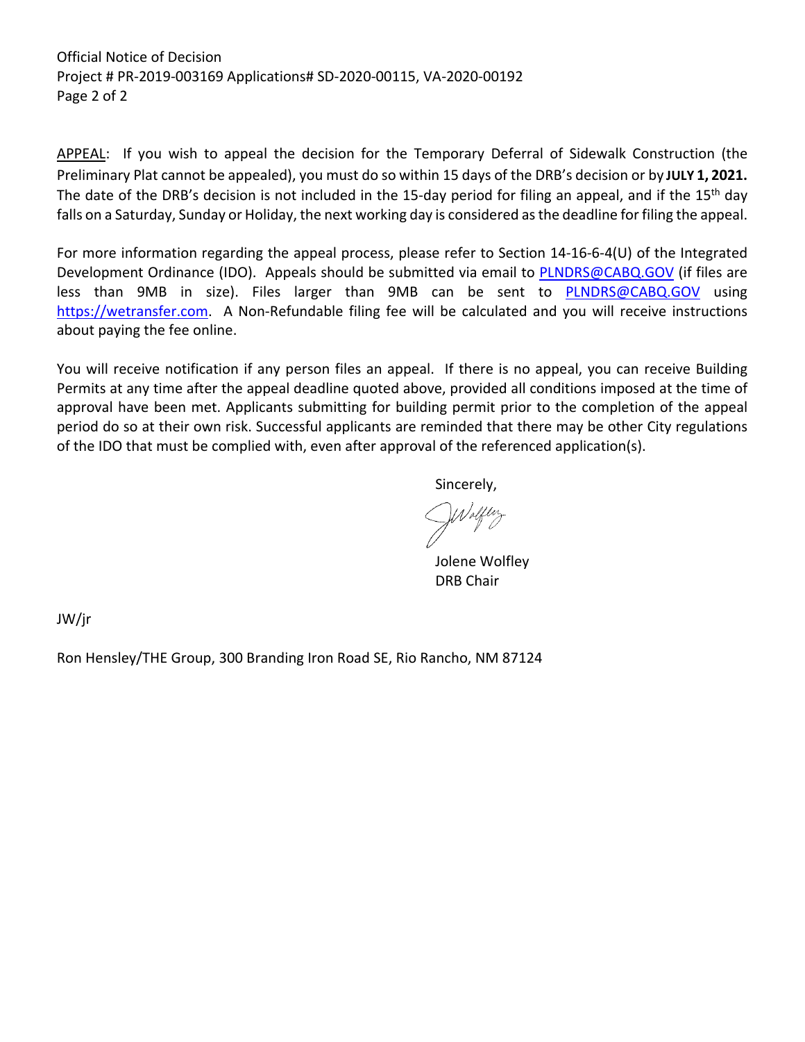APPEAL: If you wish to appeal the decision for the Temporary Deferral of Sidewalk Construction (the Preliminary Plat cannot be appealed), you must do so within 15 days of the DRB's decision or by **JULY 1, 2021.** The date of the DRB's decision is not included in the 15-day period for filing an appeal, and if the 15th day falls on a Saturday, Sunday or Holiday, the next working day is considered as the deadline for filing the appeal.

For more information regarding the appeal process, please refer to Section 14-16-6-4(U) of the Integrated Development Ordinance (IDO). Appeals should be submitted via email to PLNDRS@CABQ.GOV (if files are less than 9MB in size). Files larger than 9MB can be sent to PLNDRS@CABQ.GOV using https://wetransfer.com. A Non-Refundable filing fee will be calculated and you will receive instructions about paying the fee online.

You will receive notification if any person files an appeal. If there is no appeal, you can receive Building Permits at any time after the appeal deadline quoted above, provided all conditions imposed at the time of approval have been met. Applicants submitting for building permit prior to the completion of the appeal period do so at their own risk. Successful applicants are reminded that there may be other City regulations of the IDO that must be complied with, even after approval of the referenced application(s).

Sincerely,

Jolene Wolfley
DRB Chair

JW/jr

Ron Hensley/THE Group, 300 Branding Iron Road SE, Rio Rancho, NM 87124